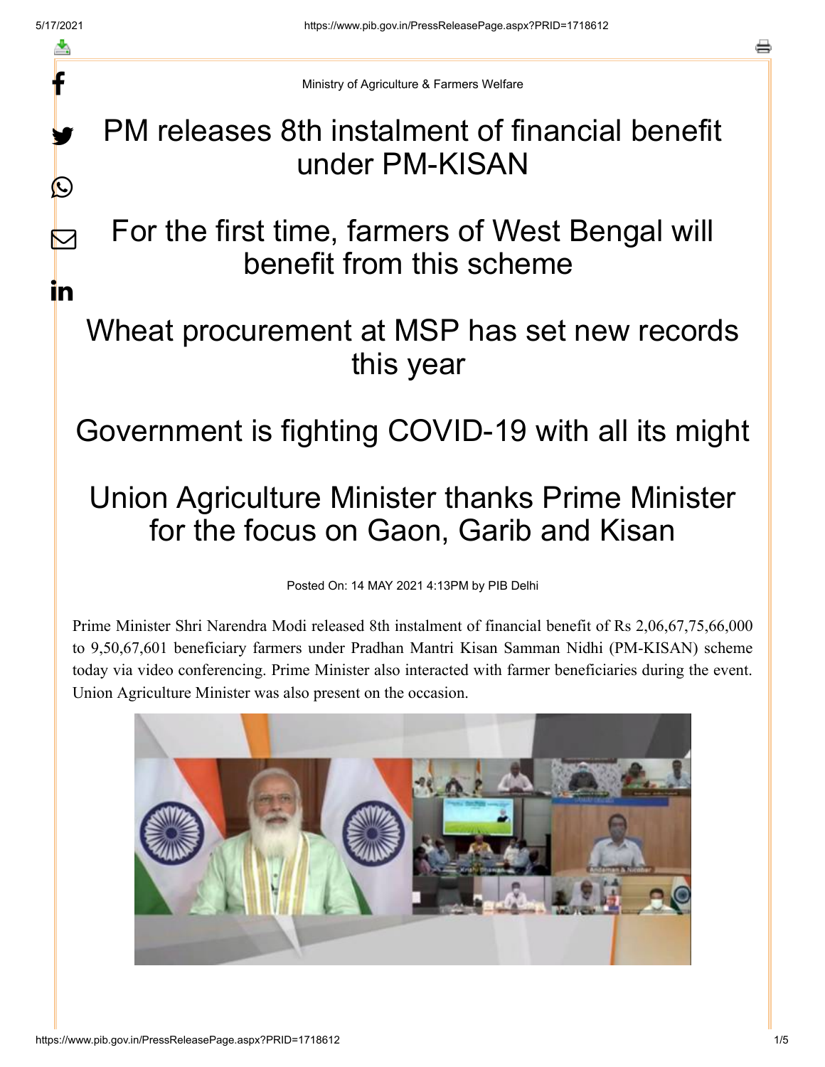Ministry of Agriculture & Farmers Welfare

# PM releases 8th instalment of financial benefit under PM-KISAN

## For the first time, farmers of West Bengal will benefit from this scheme

## Wheat procurement at MSP has set new records this year

## Government is fighting COVID-19 with all its might

## Union Agriculture Minister thanks Prime Minister for the focus on Gaon, Garib and Kisan

Posted On: 14 MAY 2021 4:13PM by PIB Delhi

Prime Minister Shri Narendra Modi released 8th instalment of financial benefit of Rs 2,06,67,75,66,000 to 9,50,67,601 beneficiary farmers under Pradhan Mantri Kisan Samman Nidhi (PM-KISAN) scheme today via video conferencing. Prime Minister also interacted with farmer beneficiaries during the event. Union Agriculture Minister was also present on the occasion.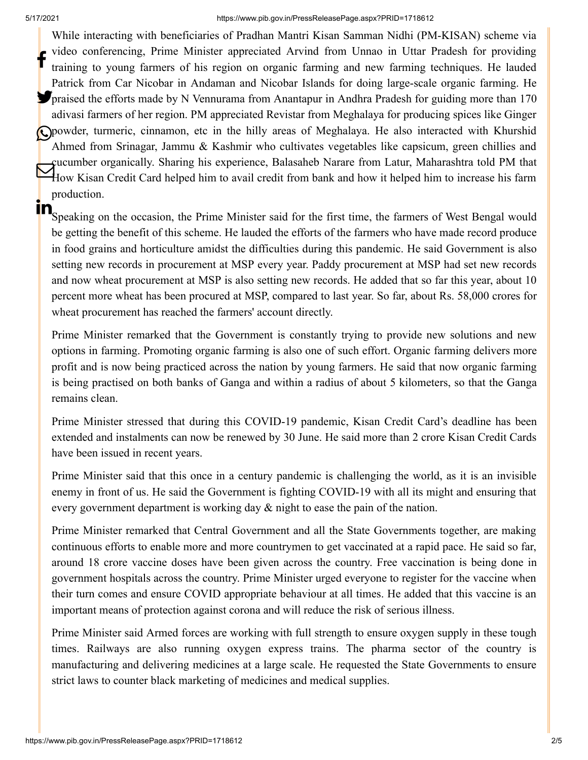While interacting with beneficiaries of Pradhan Mantri Kisan Samman Nidhi (PM-KISAN) scheme via video conferencing, Prime Minister appreciated Arvind from Unnao in Uttar Pradesh for providing training to young farmers of his region on organic farming and new farming techniques. He lauded Patrick from Car Nicobar in Andaman and Nicobar Islands for doing large-scale organic farming. He praised the efforts made by N Vennurama from Anantapur in Andhra Pradesh for guiding more than 170 adivasi farmers of her region. PM appreciated Revistar from Meghalaya for producing spices like Ginger powder, turmeric, cinnamon, etc in the hilly areas of Meghalaya. He also interacted with Khurshid Ahmed from Srinagar, Jammu & Kashmir who cultivates vegetables like capsicum, green chillies and cucumber organically. Sharing his experience, Balasaheb Narare from Latur, Maharashtra told PM that How Kisan Credit Card helped him to avail credit from bank and how it helped him to increase his farm production.

Speaking on the occasion, the Prime Minister said for the first time, the farmers of West Bengal would be getting the benefit of this scheme. He lauded the efforts of the farmers who have made record produce in food grains and horticulture amidst the difficulties during this pandemic. He said Government is also setting new records in procurement at MSP every year. Paddy procurement at MSP had set new records and now wheat procurement at MSP is also setting new records. He added that so far this year, about 10 percent more wheat has been procured at MSP, compared to last year. So far, about Rs. 58,000 crores for wheat procurement has reached the farmers' account directly.

Prime Minister remarked that the Government is constantly trying to provide new solutions and new options in farming. Promoting organic farming is also one of such effort. Organic farming delivers more profit and is now being practiced across the nation by young farmers. He said that now organic farming is being practised on both banks of Ganga and within a radius of about 5 kilometers, so that the Ganga remains clean.

Prime Minister stressed that during this COVID-19 pandemic, Kisan Credit Card's deadline has been extended and instalments can now be renewed by 30 June. He said more than 2 crore Kisan Credit Cards have been issued in recent years.

Prime Minister said that this once in a century pandemic is challenging the world, as it is an invisible enemy in front of us. He said the Government is fighting COVID-19 with all its might and ensuring that every government department is working day & night to ease the pain of the nation.

Prime Minister remarked that Central Government and all the State Governments together, are making continuous efforts to enable more and more countrymen to get vaccinated at a rapid pace. He said so far, around 18 crore vaccine doses have been given across the country. Free vaccination is being done in government hospitals across the country. Prime Minister urged everyone to register for the vaccine when their turn comes and ensure COVID appropriate behaviour at all times. He added that this vaccine is an important means of protection against corona and will reduce the risk of serious illness.

Prime Minister said Armed forces are working with full strength to ensure oxygen supply in these tough times. Railways are also running oxygen express trains. The pharma sector of the country is manufacturing and delivering medicines at a large scale. He requested the State Governments to ensure strict laws to counter black marketing of medicines and medical supplies.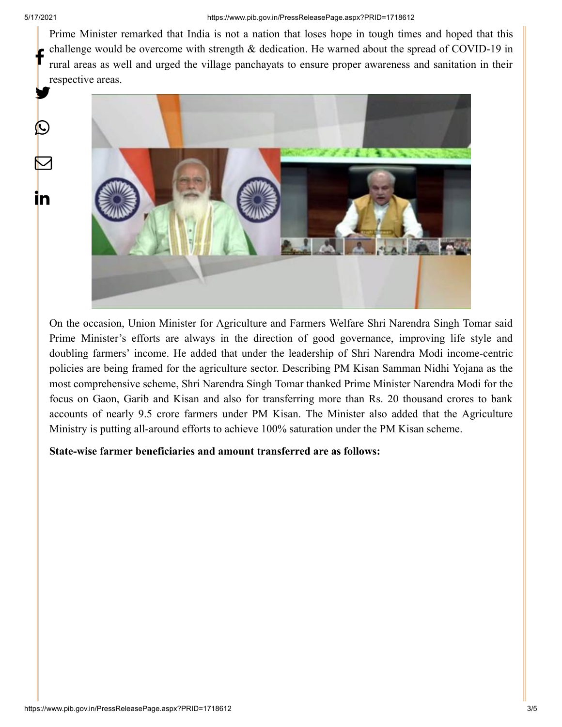Prime Minister remarked that India is not a nation that loses hope in tough times and hoped that this challenge would be overcome with strength & dedication. He warned about the spread of COVID-19 in rural areas as well and urged the village panchayats to ensure proper awareness and sanitation in their respective areas.

On the occasion, Union Minister for Agriculture and Farmers Welfare Shri Narendra Singh Tomar said Prime Minister's efforts are always in the direction of good governance, improving life style and doubling farmers' income. He added that under the leadership of Shri Narendra Modi income-centric policies are being framed for the agriculture sector. Describing PM Kisan Samman Nidhi Yojana as the most comprehensive scheme, Shri Narendra Singh Tomar thanked Prime Minister Narendra Modi for the focus on Gaon, Garib and Kisan and also for transferring more than Rs. 20 thousand crores to bank accounts of nearly 9.5 crore farmers under PM Kisan. The Minister also added that the Agriculture Ministry is putting all-around efforts to achieve 100% saturation under the PM Kisan scheme.

**State-wise farmer beneficiaries and amount transferred are as follows:**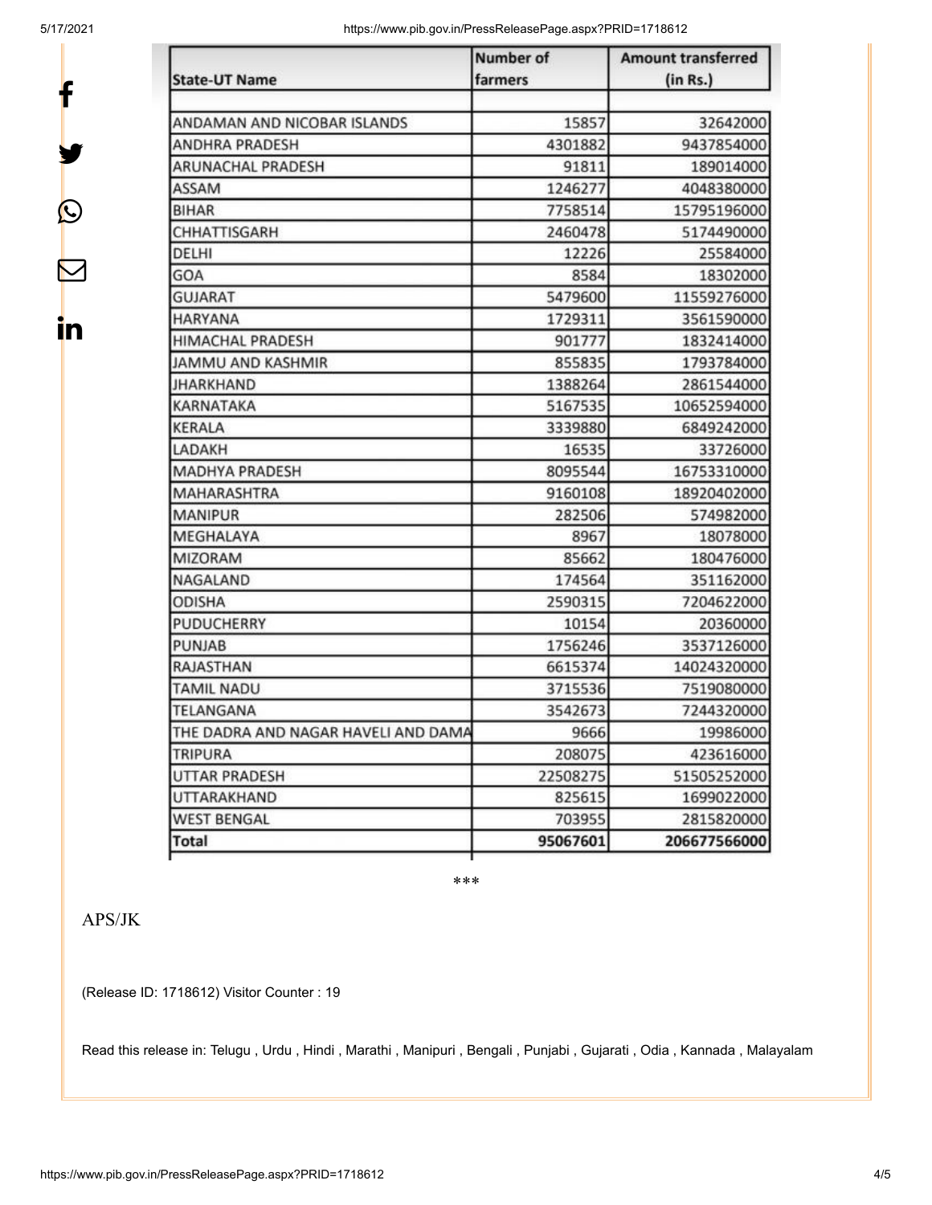| State-UT Name | Number of farmers | Amount transferred (in Rs.) |
|---|---|---|
| | | |
| ANDAMAN AND NICOBAR ISLANDS | 15857 | 32642000 |
| ANDHRA PRADESH | 4301882 | 9437854000 |
| ARUNACHAL PRADESH | 91811 | 189014000 |
| ASSAM | 1246277 | 4048380000 |
| BIHAR | 7758514 | 15795196000 |
| CHHATTISGARH | 2460478 | 5174490000 |
| DELHI | 12226 | 25584000 |
| GOA | 8584 | 18302000 |
| GUJARAT | 5479600 | 11559276000 |
| HARYANA | 1729311 | 3561590000 |
| HIMACHAL PRADESH | 901777 | 1832414000 |
| JAMMU AND KASHMIR | 855835 | 1793784000 |
| JHARKHAND | 1388264 | 2861544000 |
| KARNATAKA | 5167535 | 10652594000 |
| KERALA | 3339880 | 6849242000 |
| LADAKH | 16535 | 33726000 |
| MADHYA PRADESH | 8095544 | 16753310000 |
| MAHARASHTRA | 9160108 | 18920402000 |
| MANIPUR | 282506 | 574982000 |
| MEGHALAYA | 8967 | 18078000 |
| MIZORAM | 85662 | 180476000 |
| NAGALAND | 174564 | 351162000 |
| ODISHA | 2590315 | 7204622000 |
| PUDUCHERRY | 10154 | 20360000 |
| PUNJAB | 1756246 | 3537126000 |
| RAJASTHAN | 6615374 | 14024320000 |
| TAMIL NADU | 3715536 | 7519080000 |
| TELANGANA | 3542673 | 7244320000 |
| THE DADRA AND NAGAR HAVELI AND DAMA | 9666 | 19986000 |
| TRIPURA | 208075 | 423616000 |
| UTTAR PRADESH | 22508275 | 51505252000 |
| UTTARAKHAND | 825615 | 1699022000 |
| WEST BENGAL | 703955 | 2815820000 |
| **Total** | **95067601** | **206677566000** |

***

APS/JK

(Release ID: 1718612) Visitor Counter : 19

Read this release in: Telugu , Urdu , Hindi , Marathi , Manipuri , Bengali , Punjabi , Gujarati , Odia , Kannada , Malayalam